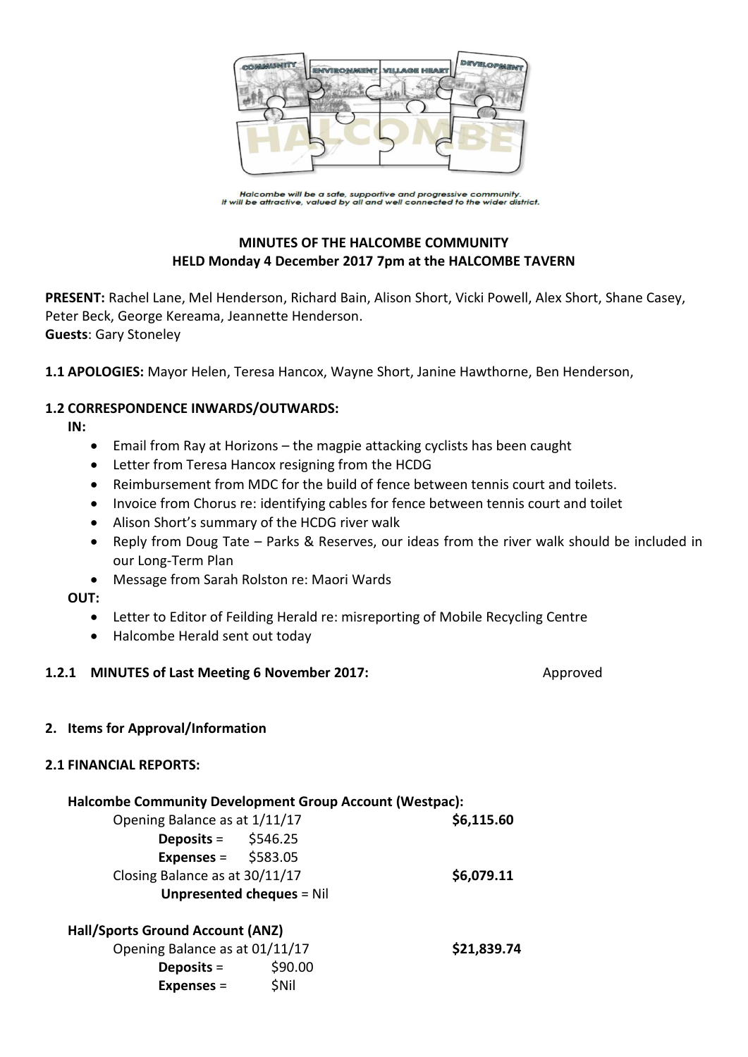Halcombe will be a safe, supportive and progressive community.
It will be attractive, valued by all and well connected to the wider district.

**MINUTES OF THE HALCOMBE COMMUNITY**
**HELD Monday 4 December 2017 7pm at the HALCOMBE TAVERN**

**PRESENT:** Rachel Lane, Mel Henderson, Richard Bain, Alison Short, Vicki Powell, Alex Short, Shane Casey, Peter Beck, George Kereama, Jeannette Henderson.
**Guests**: Gary Stoneley

**1.1 APOLOGIES:** Mayor Helen, Teresa Hancox, Wayne Short, Janine Hawthorne, Ben Henderson,

**1.2 CORRESPONDENCE INWARDS/OUTWARDS:**

**IN:**

- Email from Ray at Horizons – the magpie attacking cyclists has been caught
- Letter from Teresa Hancox resigning from the HCDG
- Reimbursement from MDC for the build of fence between tennis court and toilets.
- Invoice from Chorus re: identifying cables for fence between tennis court and toilet
- Alison Short's summary of the HCDG river walk
- Reply from Doug Tate – Parks & Reserves, our ideas from the river walk should be included in our Long-Term Plan
- Message from Sarah Rolston re: Maori Wards

**OUT:**

- Letter to Editor of Feilding Herald re: misreporting of Mobile Recycling Centre
- Halcombe Herald sent out today

**1.2.1 MINUTES of Last Meeting 6 November 2017:** Approved

**2. Items for Approval/Information**

**2.1 FINANCIAL REPORTS:**

**Halcombe Community Development Group Account (Westpac):**

Opening Balance as at 1/11/17 **$6,115.60**
**Deposits** = $546.25
**Expenses** = $583.05
Closing Balance as at 30/11/17 **$6,079.11**
**Unpresented cheques** = Nil

**Hall/Sports Ground Account (ANZ)**

Opening Balance as at 01/11/17 **$21,839.74**
**Deposits** = $90.00
**Expenses** = $Nil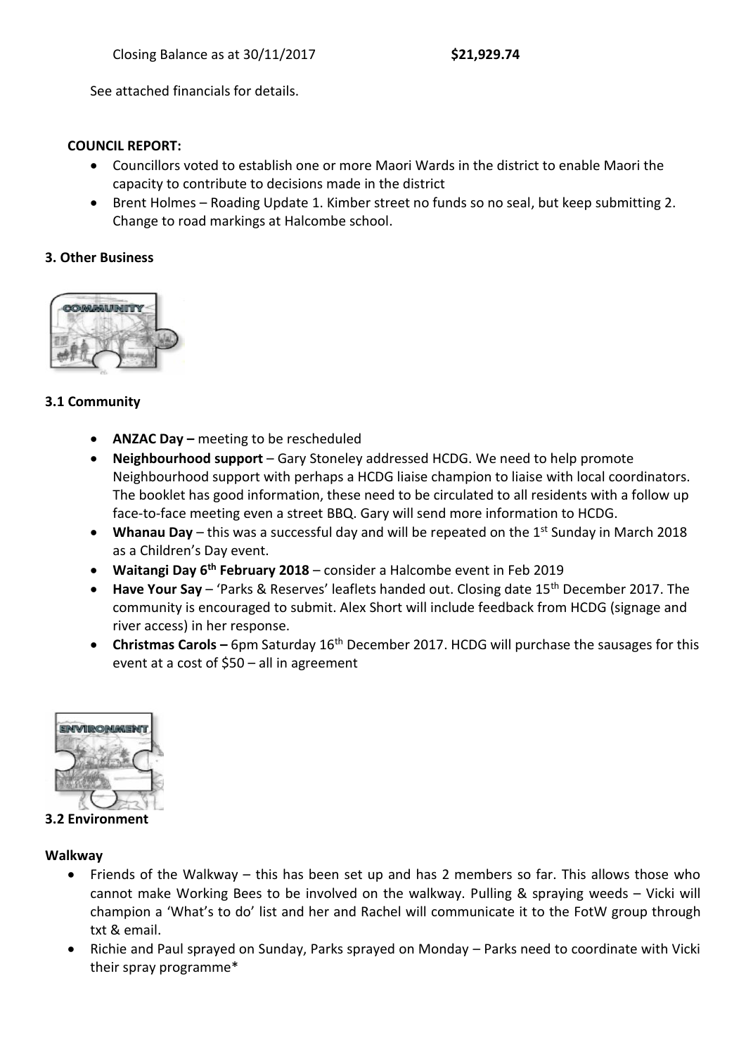Closing Balance as at 30/11/2017 **$21,929.74**

See attached financials for details.

**COUNCIL REPORT:**

- Councillors voted to establish one or more Maori Wards in the district to enable Maori the capacity to contribute to decisions made in the district
- Brent Holmes – Roading Update 1. Kimber street no funds so no seal, but keep submitting 2. Change to road markings at Halcombe school.

## 3. Other Business

### 3.1 Community

- **ANZAC Day –** meeting to be rescheduled
- **Neighbourhood support** – Gary Stoneley addressed HCDG. We need to help promote Neighbourhood support with perhaps a HCDG liaise champion to liaise with local coordinators. The booklet has good information, these need to be circulated to all residents with a follow up face-to-face meeting even a street BBQ. Gary will send more information to HCDG.
- **Whanau Day** – this was a successful day and will be repeated on the 1st Sunday in March 2018 as a Children's Day event.
- **Waitangi Day 6th February 2018** – consider a Halcombe event in Feb 2019
- **Have Your Say** – 'Parks & Reserves' leaflets handed out. Closing date 15th December 2017. The community is encouraged to submit. Alex Short will include feedback from HCDG (signage and river access) in her response.
- **Christmas Carols –** 6pm Saturday 16th December 2017. HCDG will purchase the sausages for this event at a cost of $50 – all in agreement

### 3.2 Environment

**Walkway**

- Friends of the Walkway – this has been set up and has 2 members so far. This allows those who cannot make Working Bees to be involved on the walkway. Pulling & spraying weeds – Vicki will champion a 'What's to do' list and her and Rachel will communicate it to the FotW group through txt & email.
- Richie and Paul sprayed on Sunday, Parks sprayed on Monday – Parks need to coordinate with Vicki their spray programme*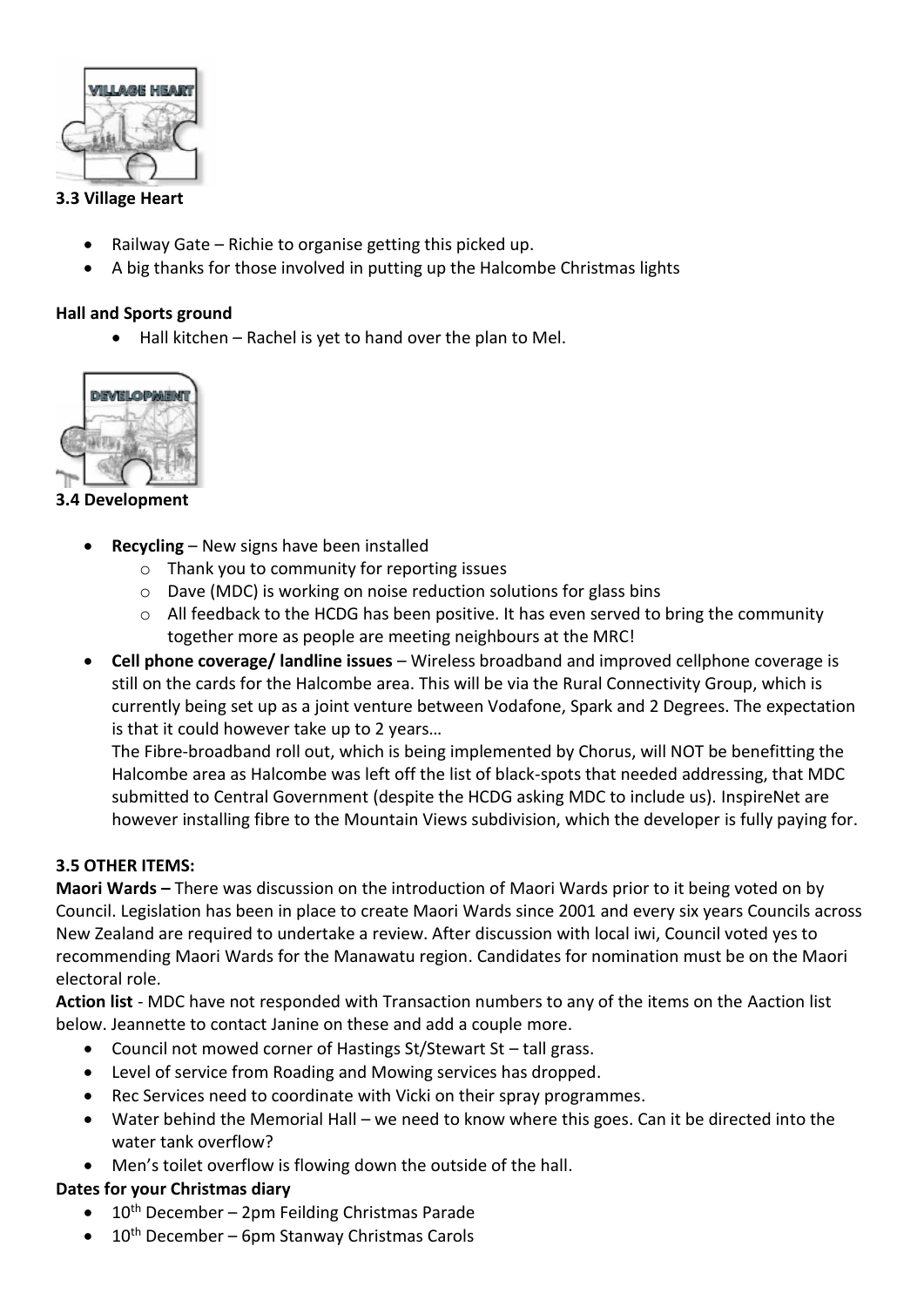### 3.3 Village Heart

- Railway Gate – Richie to organise getting this picked up.
- A big thanks for those involved in putting up the Halcombe Christmas lights

**Hall and Sports ground**

- Hall kitchen – Rachel is yet to hand over the plan to Mel.

### 3.4 Development

- **Recycling** – New signs have been installed
  - Thank you to community for reporting issues
  - Dave (MDC) is working on noise reduction solutions for glass bins
  - All feedback to the HCDG has been positive. It has even served to bring the community together more as people are meeting neighbours at the MRC!
- **Cell phone coverage/ landline issues** – Wireless broadband and improved cellphone coverage is still on the cards for the Halcombe area. This will be via the Rural Connectivity Group, which is currently being set up as a joint venture between Vodafone, Spark and 2 Degrees. The expectation is that it could however take up to 2 years…

  The Fibre-broadband roll out, which is being implemented by Chorus, will NOT be benefitting the Halcombe area as Halcombe was left off the list of black-spots that needed addressing, that MDC submitted to Central Government (despite the HCDG asking MDC to include us). InspireNet are however installing fibre to the Mountain Views subdivision, which the developer is fully paying for.

**3.5 OTHER ITEMS:**

**Maori Wards –** There was discussion on the introduction of Maori Wards prior to it being voted on by Council. Legislation has been in place to create Maori Wards since 2001 and every six years Councils across New Zealand are required to undertake a review. After discussion with local iwi, Council voted yes to recommending Maori Wards for the Manawatu region. Candidates for nomination must be on the Maori electoral role.

**Action list** - MDC have not responded with Transaction numbers to any of the items on the Aaction list below. Jeannette to contact Janine on these and add a couple more.

- Council not mowed corner of Hastings St/Stewart St – tall grass.
- Level of service from Roading and Mowing services has dropped.
- Rec Services need to coordinate with Vicki on their spray programmes.
- Water behind the Memorial Hall – we need to know where this goes. Can it be directed into the water tank overflow?
- Men's toilet overflow is flowing down the outside of the hall.

**Dates for your Christmas diary**

- 10th December – 2pm Feilding Christmas Parade
- 10th December – 6pm Stanway Christmas Carols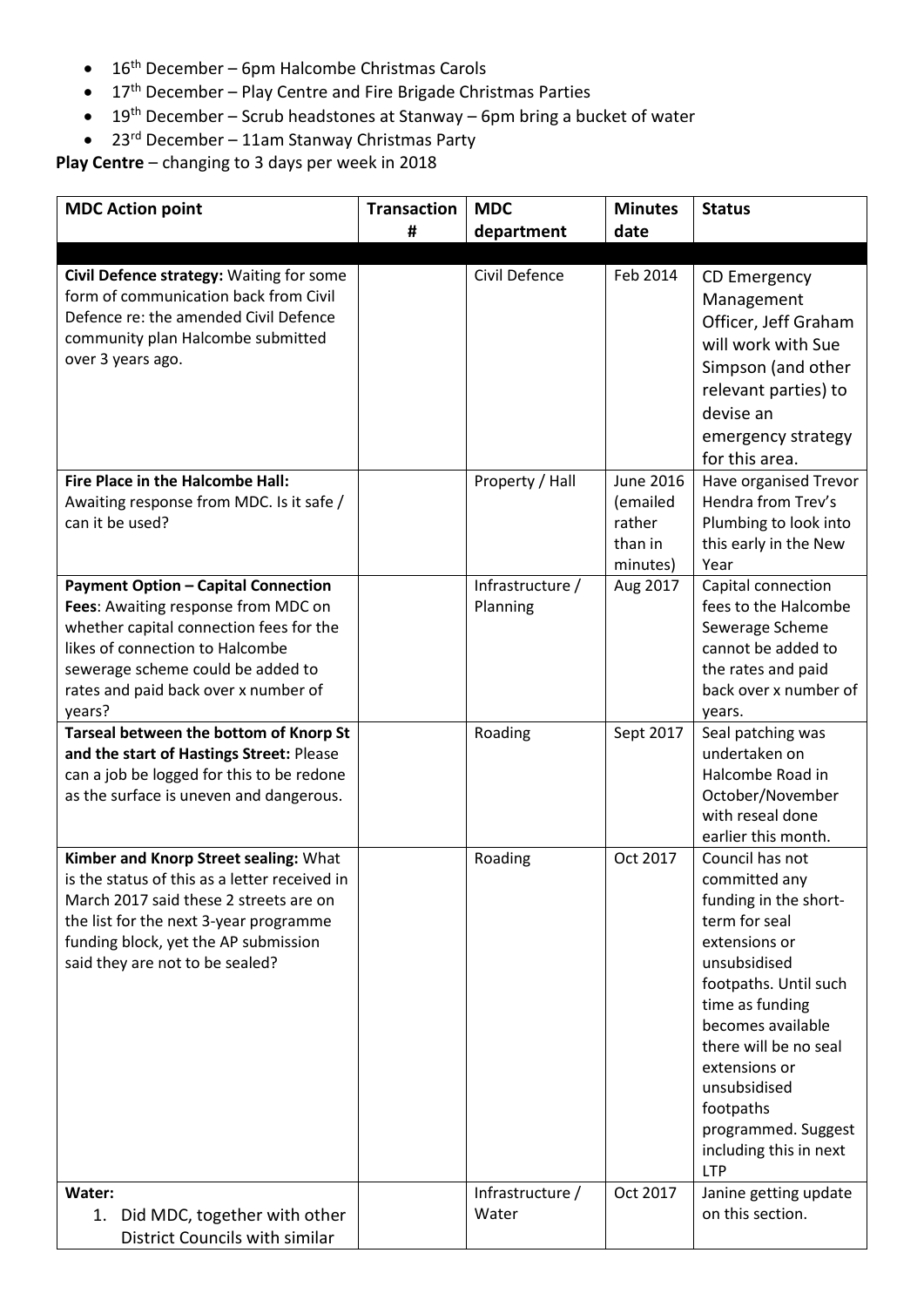- 16th December – 6pm Halcombe Christmas Carols
- 17th December – Play Centre and Fire Brigade Christmas Parties
- 19th December – Scrub headstones at Stanway – 6pm bring a bucket of water
- 23rd December – 11am Stanway Christmas Party

**Play Centre** – changing to 3 days per week in 2018

| MDC Action point | Transaction # | MDC department | Minutes date | Status |
|---|---|---|---|---|
| | | | | |
| **Civil Defence strategy:** Waiting for some form of communication back from Civil Defence re: the amended Civil Defence community plan Halcombe submitted over 3 years ago. | | Civil Defence | Feb 2014 | CD Emergency Management Officer, Jeff Graham will work with Sue Simpson (and other relevant parties) to devise an emergency strategy for this area. |
| **Fire Place in the Halcombe Hall:** Awaiting response from MDC. Is it safe / can it be used? | | Property / Hall | June 2016 (emailed rather than in minutes) | Have organised Trevor Hendra from Trev's Plumbing to look into this early in the New Year |
| **Payment Option – Capital Connection Fees**: Awaiting response from MDC on whether capital connection fees for the likes of connection to Halcombe sewerage scheme could be added to rates and paid back over x number of years? | | Infrastructure / Planning | Aug 2017 | Capital connection fees to the Halcombe Sewerage Scheme cannot be added to the rates and paid back over x number of years. |
| **Tarseal between the bottom of Knorp St and the start of Hastings Street:** Please can a job be logged for this to be redone as the surface is uneven and dangerous. | | Roading | Sept 2017 | Seal patching was undertaken on Halcombe Road in October/November with reseal done earlier this month. |
| **Kimber and Knorp Street sealing:** What is the status of this as a letter received in March 2017 said these 2 streets are on the list for the next 3-year programme funding block, yet the AP submission said they are not to be sealed? | | Roading | Oct 2017 | Council has not committed any funding in the short-term for seal extensions or unsubsidised footpaths. Until such time as funding becomes available there will be no seal extensions or unsubsidised footpaths programmed. Suggest including this in next LTP |
| **Water:**<br>1. Did MDC, together with other District Councils with similar | | Infrastructure / Water | Oct 2017 | Janine getting update on this section. |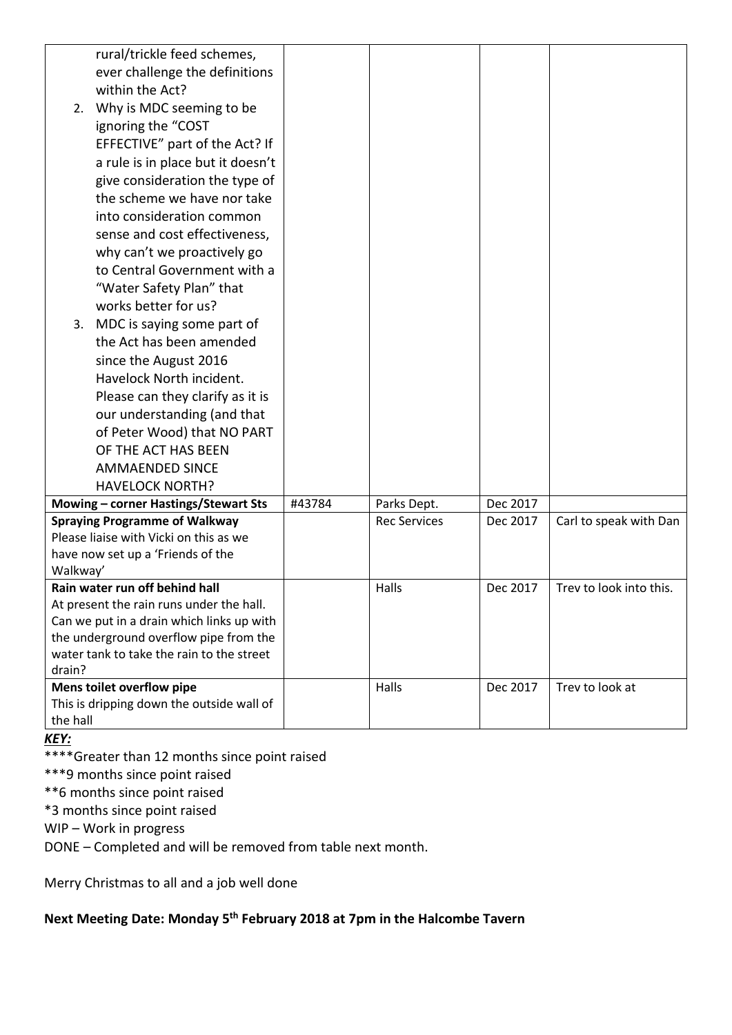| | | | | |
|---|---|---|---|---|
| rural/trickle feed schemes, ever challenge the definitions within the Act?<br>2. Why is MDC seeming to be ignoring the "COST EFFECTIVE" part of the Act? If a rule is in place but it doesn't give consideration the type of the scheme we have nor take into consideration common sense and cost effectiveness, why can't we proactively go to Central Government with a "Water Safety Plan" that works better for us?<br>3. MDC is saying some part of the Act has been amended since the August 2016 Havelock North incident. Please can they clarify as it is our understanding (and that of Peter Wood) that NO PART OF THE ACT HAS BEEN AMMAENDED SINCE HAVELOCK NORTH? | | | | |
| **Mowing – corner Hastings/Stewart Sts** | #43784 | Parks Dept. | Dec 2017 | |
| **Spraying Programme of Walkway**<br>Please liaise with Vicki on this as we have now set up a 'Friends of the Walkway' | | Rec Services | Dec 2017 | Carl to speak with Dan |
| **Rain water run off behind hall**<br>At present the rain runs under the hall. Can we put in a drain which links up with the underground overflow pipe from the water tank to take the rain to the street drain? | | Halls | Dec 2017 | Trev to look into this. |
| **Mens toilet overflow pipe**<br>This is dripping down the outside wall of the hall | | Halls | Dec 2017 | Trev to look at |

***KEY:***

****Greater than 12 months since point raised

***9 months since point raised

**6 months since point raised

*3 months since point raised

WIP – Work in progress

DONE – Completed and will be removed from table next month.

Merry Christmas to all and a job well done

**Next Meeting Date: Monday 5th February 2018 at 7pm in the Halcombe Tavern**